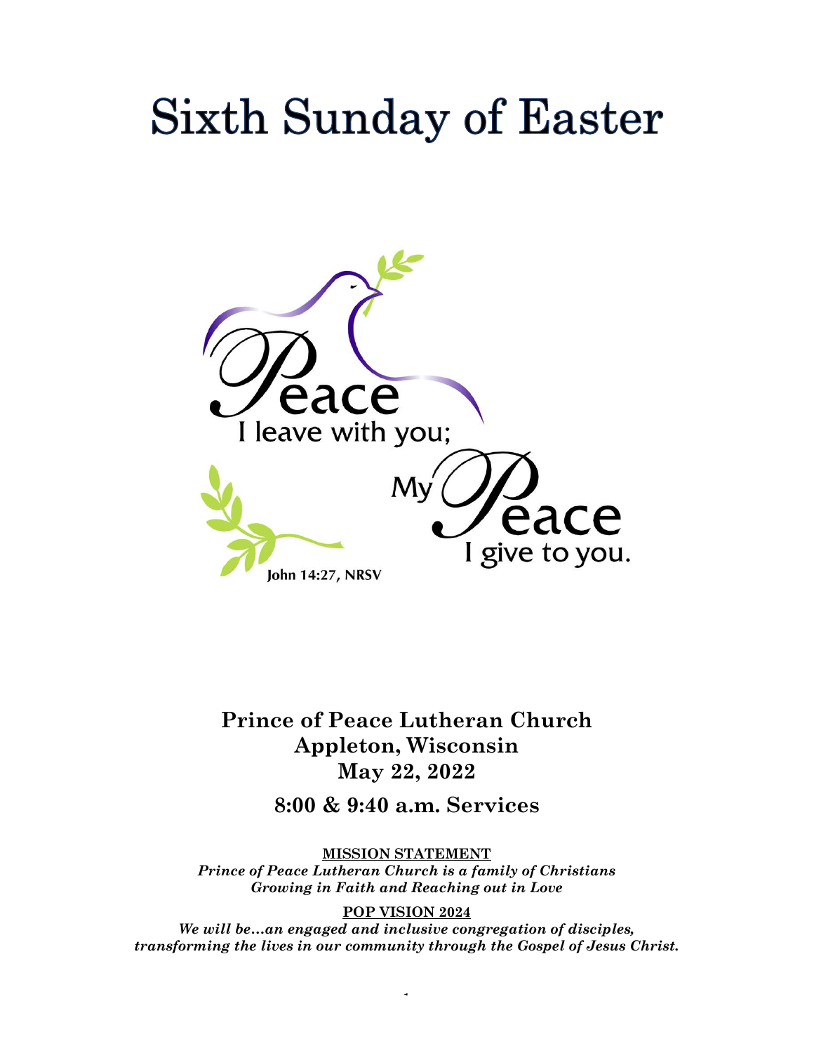# Sixth Sunday of Easter

Peace I leave with you;
My Peace I give to you.

John 14:27, NRSV

**Prince of Peace Lutheran Church**
**Appleton, Wisconsin**
**May 22, 2022**

**8:00 & 9:40 a.m. Services**

**MISSION STATEMENT**

***Prince of Peace Lutheran Church is a family of Christians Growing in Faith and Reaching out in Love***

**POP VISION 2024**

***We will be…an engaged and inclusive congregation of disciples, transforming the lives in our community through the Gospel of Jesus Christ.***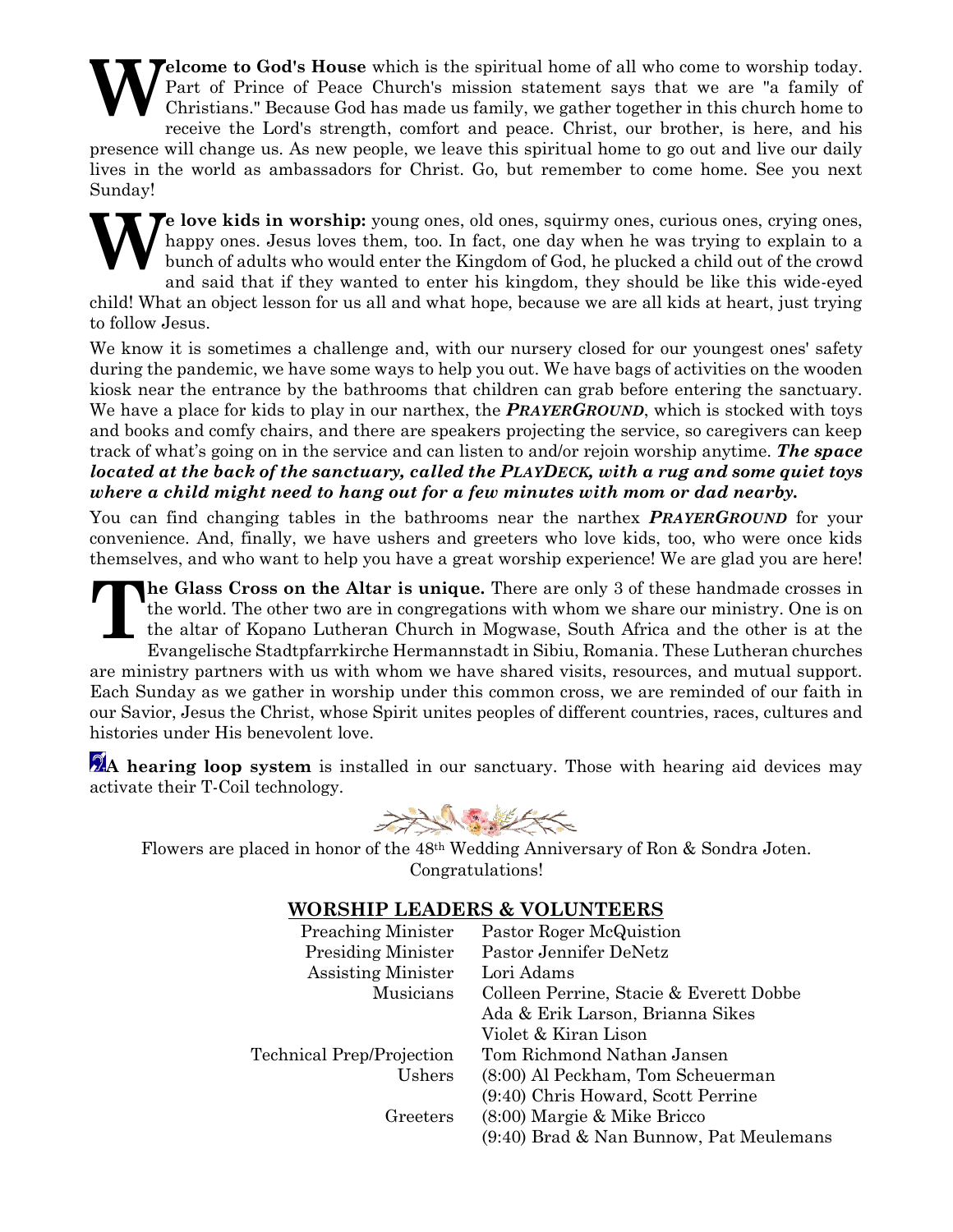**Welcome to God's House** which is the spiritual home of all who come to worship today. Part of Prince of Peace Church's mission statement says that we are "a family of Christians." Because God has made us family, we gather together in this church home to receive the Lord's strength, comfort and peace. Christ, our brother, is here, and his presence will change us. As new people, we leave this spiritual home to go out and live our daily lives in the world as ambassadors for Christ. Go, but remember to come home. See you next Sunday!

**We love kids in worship:** young ones, old ones, squirmy ones, curious ones, crying ones, happy ones. Jesus loves them, too. In fact, one day when he was trying to explain to a bunch of adults who would enter the Kingdom of God, he plucked a child out of the crowd and said that if they wanted to enter his kingdom, they should be like this wide-eyed child! What an object lesson for us all and what hope, because we are all kids at heart, just trying to follow Jesus.

We know it is sometimes a challenge and, with our nursery closed for our youngest ones' safety during the pandemic, we have some ways to help you out. We have bags of activities on the wooden kiosk near the entrance by the bathrooms that children can grab before entering the sanctuary. We have a place for kids to play in our narthex, the ***PRAYERGROUND***, which is stocked with toys and books and comfy chairs, and there are speakers projecting the service, so caregivers can keep track of what's going on in the service and can listen to and/or rejoin worship anytime. ***The space located at the back of the sanctuary, called the PLAYDECK, with a rug and some quiet toys where a child might need to hang out for a few minutes with mom or dad nearby.***

You can find changing tables in the bathrooms near the narthex ***PRAYERGROUND*** for your convenience. And, finally, we have ushers and greeters who love kids, too, who were once kids themselves, and who want to help you have a great worship experience! We are glad you are here!

**The Glass Cross on the Altar is unique.** There are only 3 of these handmade crosses in the world. The other two are in congregations with whom we share our ministry. One is on the altar of Kopano Lutheran Church in Mogwase, South Africa and the other is at the Evangelische Stadtpfarrkirche Hermannstadt in Sibiu, Romania. These Lutheran churches are ministry partners with us with whom we have shared visits, resources, and mutual support. Each Sunday as we gather in worship under this common cross, we are reminded of our faith in our Savior, Jesus the Christ, whose Spirit unites peoples of different countries, races, cultures and histories under His benevolent love.

**A hearing loop system** is installed in our sanctuary. Those with hearing aid devices may activate their T-Coil technology.

Flowers are placed in honor of the 48th Wedding Anniversary of Ron & Sondra Joten. Congratulations!

## WORSHIP LEADERS & VOLUNTEERS

| | |
|---|---|
| Preaching Minister | Pastor Roger McQuistion |
| Presiding Minister | Pastor Jennifer DeNetz |
| Assisting Minister | Lori Adams |
| Musicians | Colleen Perrine, Stacie & Everett Dobbe |
| | Ada & Erik Larson, Brianna Sikes |
| | Violet & Kiran Lison |
| Technical Prep/Projection | Tom Richmond Nathan Jansen |
| Ushers | (8:00) Al Peckham, Tom Scheuerman |
| | (9:40) Chris Howard, Scott Perrine |
| Greeters | (8:00) Margie & Mike Bricco |
| | (9:40) Brad & Nan Bunnow, Pat Meulemans |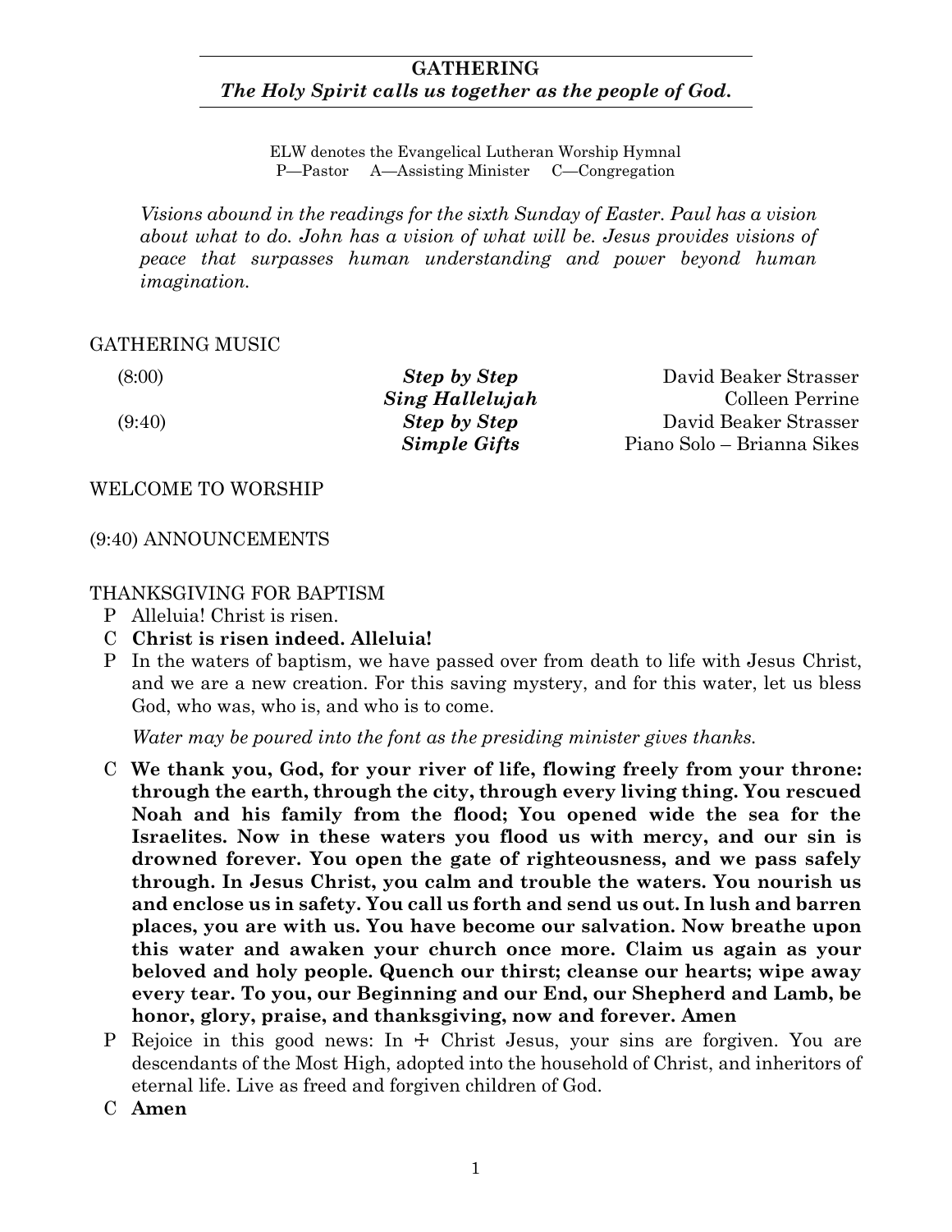## GATHERING

***The Holy Spirit calls us together as the people of God.***

ELW denotes the Evangelical Lutheran Worship Hymnal
P—Pastor A—Assisting Minister C—Congregation

*Visions abound in the readings for the sixth Sunday of Easter. Paul has a vision about what to do. John has a vision of what will be. Jesus provides visions of peace that surpasses human understanding and power beyond human imagination.*

GATHERING MUSIC

| | | |
|---|---|---|
| (8:00) | ***Step by Step*** | David Beaker Strasser |
| | ***Sing Hallelujah*** | Colleen Perrine |
| (9:40) | ***Step by Step*** | David Beaker Strasser |
| | ***Simple Gifts*** | Piano Solo – Brianna Sikes |

WELCOME TO WORSHIP

(9:40) ANNOUNCEMENTS

THANKSGIVING FOR BAPTISM

P Alleluia! Christ is risen.

C **Christ is risen indeed. Alleluia!**

P In the waters of baptism, we have passed over from death to life with Jesus Christ, and we are a new creation. For this saving mystery, and for this water, let us bless God, who was, who is, and who is to come.

*Water may be poured into the font as the presiding minister gives thanks.*

C **We thank you, God, for your river of life, flowing freely from your throne: through the earth, through the city, through every living thing. You rescued Noah and his family from the flood; You opened wide the sea for the Israelites. Now in these waters you flood us with mercy, and our sin is drowned forever. You open the gate of righteousness, and we pass safely through. In Jesus Christ, you calm and trouble the waters. You nourish us and enclose us in safety. You call us forth and send us out. In lush and barren places, you are with us. You have become our salvation. Now breathe upon this water and awaken your church once more. Claim us again as your beloved and holy people. Quench our thirst; cleanse our hearts; wipe away every tear. To you, our Beginning and our End, our Shepherd and Lamb, be honor, glory, praise, and thanksgiving, now and forever. Amen**

P Rejoice in this good news: In ☩ Christ Jesus, your sins are forgiven. You are descendants of the Most High, adopted into the household of Christ, and inheritors of eternal life. Live as freed and forgiven children of God.

C **Amen**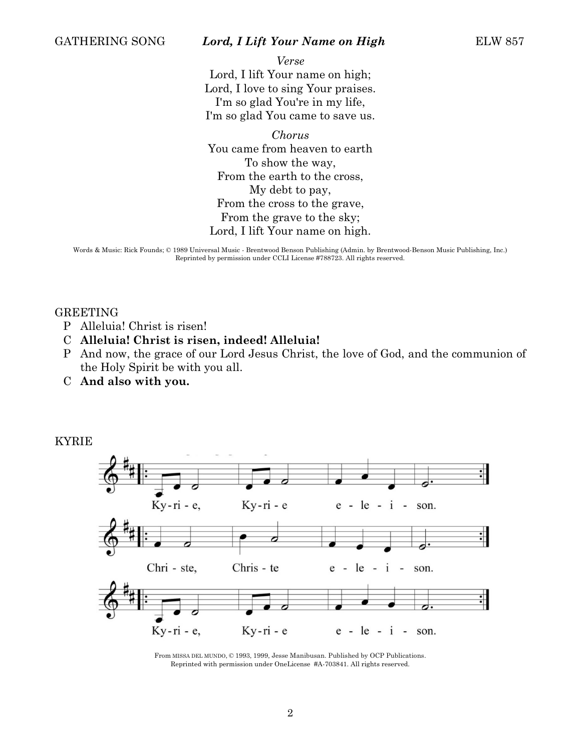GATHERING SONG *Lord, I Lift Your Name on High* ELW 857

*Verse*

Lord, I lift Your name on high;
Lord, I love to sing Your praises.
I'm so glad You're in my life,
I'm so glad You came to save us.

*Chorus*

You came from heaven to earth
To show the way,
From the earth to the cross,
My debt to pay,
From the cross to the grave,
From the grave to the sky;
Lord, I lift Your name on high.

Words & Music: Rick Founds; © 1989 Universal Music - Brentwood Benson Publishing (Admin. by Brentwood-Benson Music Publishing, Inc.) Reprinted by permission under CCLI License #788723. All rights reserved.

GREETING

P Alleluia! Christ is risen!

C **Alleluia! Christ is risen, indeed! Alleluia!**

P And now, the grace of our Lord Jesus Christ, the love of God, and the communion of the Holy Spirit be with you all.

C **And also with you.**

KYRIE

Ky-ri-e, Ky-ri-e e-le-i-son.

Chri-ste, Chris-te e-le-i-son.

Ky-ri-e, Ky-ri-e e-le-i-son.

From MISSA DEL MUNDO, © 1993, 1999, Jesse Manibusan. Published by OCP Publications. Reprinted with permission under OneLicense #A-703841. All rights reserved.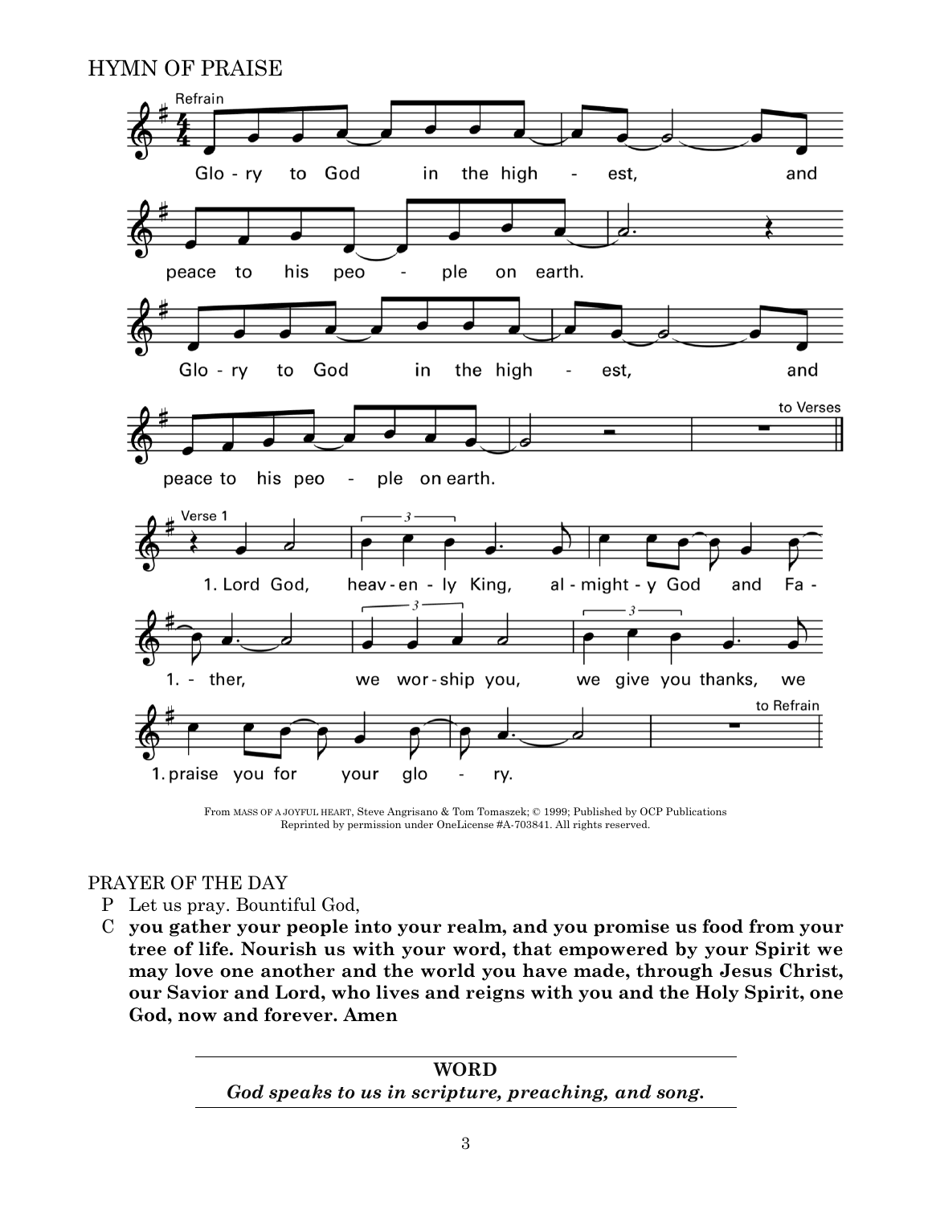## HYMN OF PRAISE

Refrain

Glo - ry to God in the high - est, and peace to his peo - ple on earth.
Glo - ry to God in the high - est, and peace to his peo - ple on earth.

to Verses

Verse 1

1. Lord God, heav - en - ly King, al - might - y God and Fa - ther, we wor - ship you, we give you thanks, we praise you for your glo - ry.

to Refrain

From MASS OF A JOYFUL HEART, Steve Angrisano & Tom Tomaszek; © 1999; Published by OCP Publications
Reprinted by permission under OneLicense #A-703841. All rights reserved.

## PRAYER OF THE DAY

P Let us pray. Bountiful God,

C **you gather your people into your realm, and you promise us food from your tree of life. Nourish us with your word, that empowered by your Spirit we may love one another and the world you have made, through Jesus Christ, our Savior and Lord, who lives and reigns with you and the Holy Spirit, one God, now and forever. Amen**

---

**WORD**

***God speaks to us in scripture, preaching, and song.***

---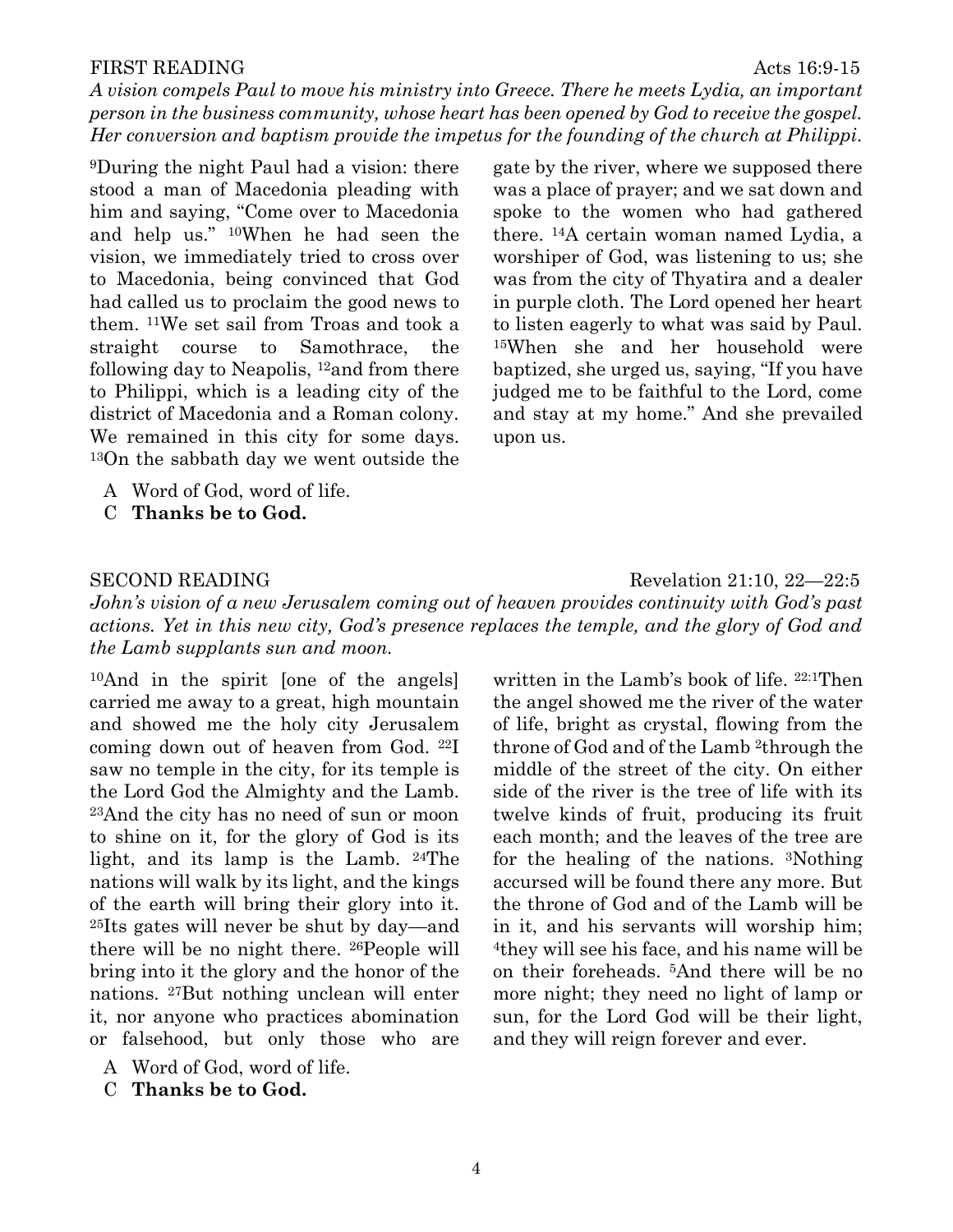FIRST READING Acts 16:9-15

*A vision compels Paul to move his ministry into Greece. There he meets Lydia, an important person in the business community, whose heart has been opened by God to receive the gospel. Her conversion and baptism provide the impetus for the founding of the church at Philippi.*

9During the night Paul had a vision: there stood a man of Macedonia pleading with him and saying, "Come over to Macedonia and help us." 10When he had seen the vision, we immediately tried to cross over to Macedonia, being convinced that God had called us to proclaim the good news to them. 11We set sail from Troas and took a straight course to Samothrace, the following day to Neapolis, 12and from there to Philippi, which is a leading city of the district of Macedonia and a Roman colony. We remained in this city for some days. 13On the sabbath day we went outside the gate by the river, where we supposed there was a place of prayer; and we sat down and spoke to the women who had gathered there. 14A certain woman named Lydia, a worshiper of God, was listening to us; she was from the city of Thyatira and a dealer in purple cloth. The Lord opened her heart to listen eagerly to what was said by Paul. 15When she and her household were baptized, she urged us, saying, "If you have judged me to be faithful to the Lord, come and stay at my home." And she prevailed upon us.

A Word of God, word of life.
C **Thanks be to God.**

SECOND READING Revelation 21:10, 22—22:5

*John's vision of a new Jerusalem coming out of heaven provides continuity with God's past actions. Yet in this new city, God's presence replaces the temple, and the glory of God and the Lamb supplants sun and moon.*

10And in the spirit [one of the angels] carried me away to a great, high mountain and showed me the holy city Jerusalem coming down out of heaven from God. 22I saw no temple in the city, for its temple is the Lord God the Almighty and the Lamb. 23And the city has no need of sun or moon to shine on it, for the glory of God is its light, and its lamp is the Lamb. 24The nations will walk by its light, and the kings of the earth will bring their glory into it. 25Its gates will never be shut by day—and there will be no night there. 26People will bring into it the glory and the honor of the nations. 27But nothing unclean will enter it, nor anyone who practices abomination or falsehood, but only those who are written in the Lamb's book of life. 22:1Then the angel showed me the river of the water of life, bright as crystal, flowing from the throne of God and of the Lamb 2through the middle of the street of the city. On either side of the river is the tree of life with its twelve kinds of fruit, producing its fruit each month; and the leaves of the tree are for the healing of the nations. 3Nothing accursed will be found there any more. But the throne of God and of the Lamb will be in it, and his servants will worship him; 4they will see his face, and his name will be on their foreheads. 5And there will be no more night; they need no light of lamp or sun, for the Lord God will be their light, and they will reign forever and ever.

A Word of God, word of life.
C **Thanks be to God.**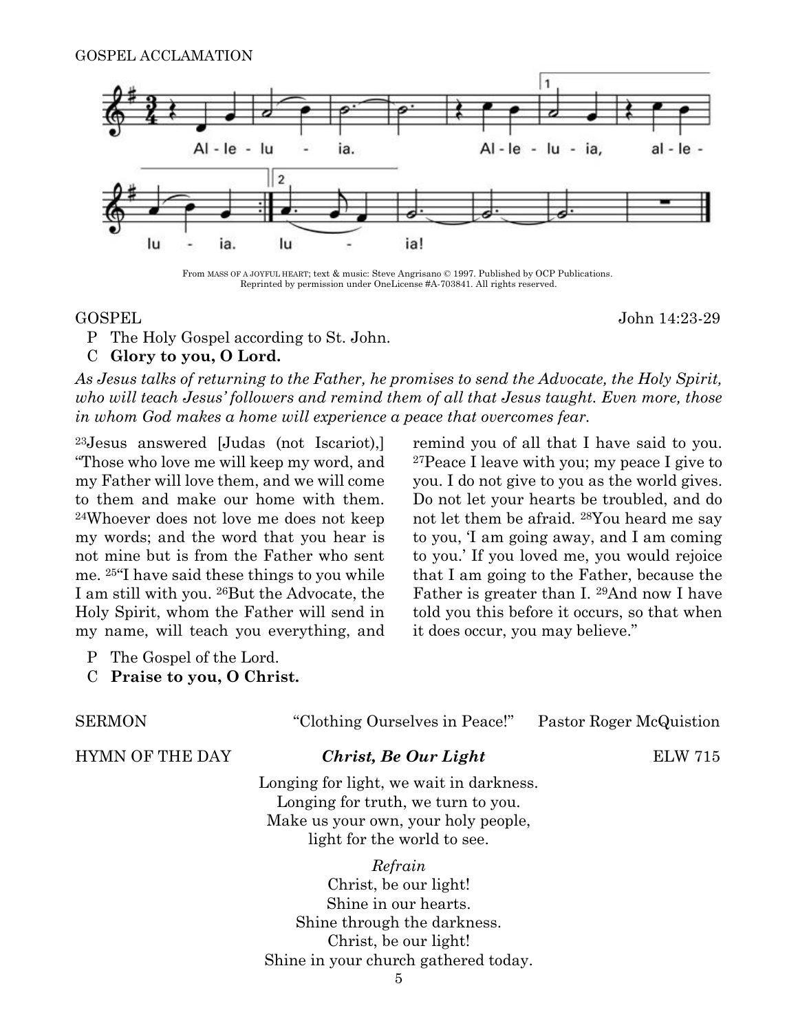GOSPEL ACCLAMATION

Al - le - lu - ia. Al - le - lu - ia, al - le - lu - ia. lu - ia!

From MASS OF A JOYFUL HEART; text & music: Steve Angrisano © 1997. Published by OCP Publications. Reprinted by permission under OneLicense #A-703841. All rights reserved.

GOSPEL John 14:23-29

P The Holy Gospel according to St. John.

C **Glory to you, O Lord.**

*As Jesus talks of returning to the Father, he promises to send the Advocate, the Holy Spirit, who will teach Jesus' followers and remind them of all that Jesus taught. Even more, those in whom God makes a home will experience a peace that overcomes fear.*

[23]Jesus answered [Judas (not Iscariot),] "Those who love me will keep my word, and my Father will love them, and we will come to them and make our home with them. [24]Whoever does not love me does not keep my words; and the word that you hear is not mine but is from the Father who sent me. [25]"I have said these things to you while I am still with you. [26]But the Advocate, the Holy Spirit, whom the Father will send in my name, will teach you everything, and remind you of all that I have said to you. [27]Peace I leave with you; my peace I give to you. I do not give to you as the world gives. Do not let your hearts be troubled, and do not let them be afraid. [28]You heard me say to you, 'I am going away, and I am coming to you.' If you loved me, you would rejoice that I am going to the Father, because the Father is greater than I. [29]And now I have told you this before it occurs, so that when it does occur, you may believe."

P The Gospel of the Lord.

C **Praise to you, O Christ.**

SERMON "Clothing Ourselves in Peace!" Pastor Roger McQuistion

HYMN OF THE DAY ***Christ, Be Our Light*** ELW 715

Longing for light, we wait in darkness.
Longing for truth, we turn to you.
Make us your own, your holy people,
light for the world to see.

*Refrain*
Christ, be our light!
Shine in our hearts.
Shine through the darkness.
Christ, be our light!
Shine in your church gathered today.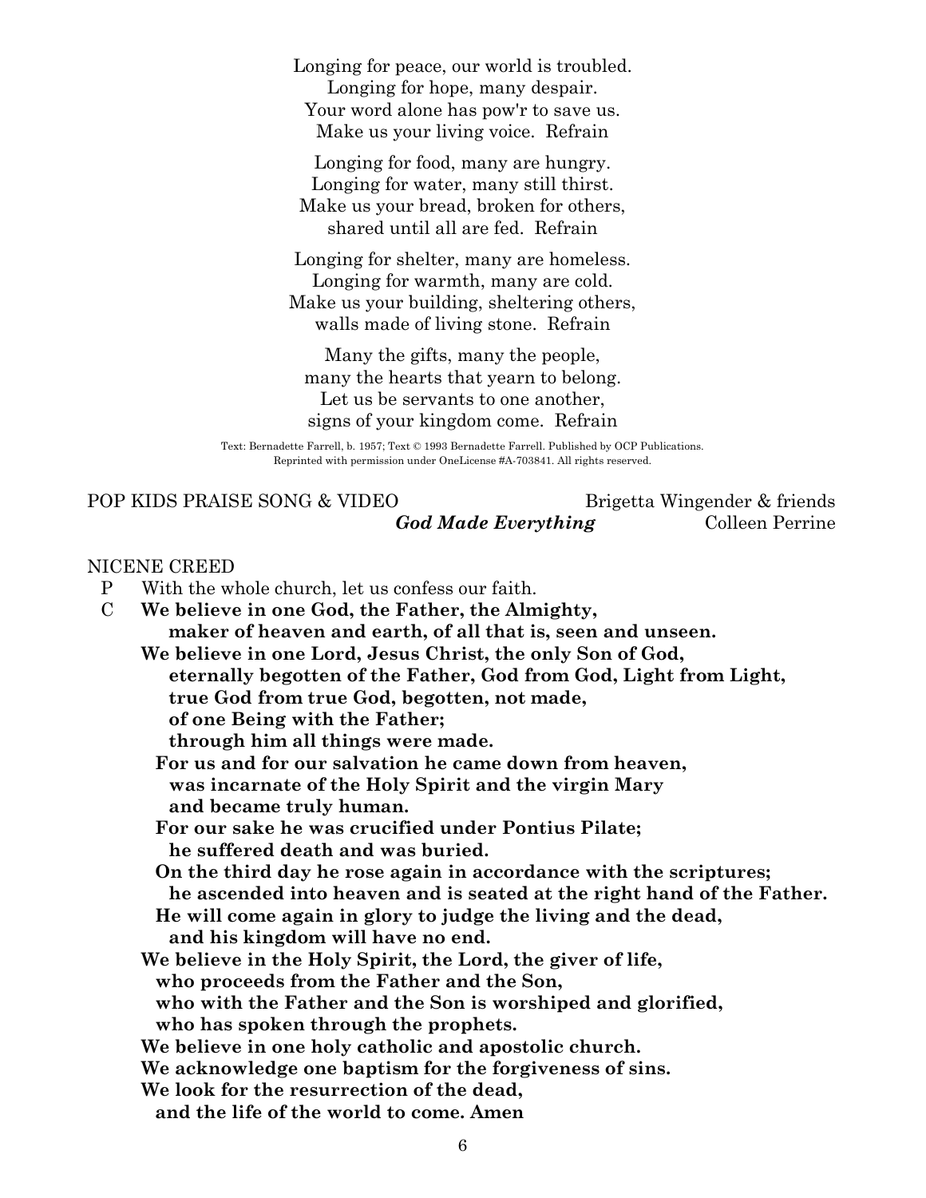Longing for peace, our world is troubled.
Longing for hope, many despair.
Your word alone has pow'r to save us.
Make us your living voice. Refrain

Longing for food, many are hungry.
Longing for water, many still thirst.
Make us your bread, broken for others,
shared until all are fed. Refrain

Longing for shelter, many are homeless.
Longing for warmth, many are cold.
Make us your building, sheltering others,
walls made of living stone. Refrain

Many the gifts, many the people,
many the hearts that yearn to belong.
Let us be servants to one another,
signs of your kingdom come. Refrain

Text: Bernadette Farrell, b. 1957; Text © 1993 Bernadette Farrell. Published by OCP Publications. Reprinted with permission under OneLicense #A-703841. All rights reserved.

POP KIDS PRAISE SONG & VIDEO — Brigetta Wingender & friends
***God Made Everything*** — Colleen Perrine

NICENE CREED

P With the whole church, let us confess our faith.

C **We believe in one God, the Father, the Almighty,
maker of heaven and earth, of all that is, seen and unseen.
We believe in one Lord, Jesus Christ, the only Son of God,
eternally begotten of the Father, God from God, Light from Light,
true God from true God, begotten, not made,
of one Being with the Father;
through him all things were made.
For us and for our salvation he came down from heaven,
was incarnate of the Holy Spirit and the virgin Mary
and became truly human.
For our sake he was crucified under Pontius Pilate;
he suffered death and was buried.
On the third day he rose again in accordance with the scriptures;
he ascended into heaven and is seated at the right hand of the Father.
He will come again in glory to judge the living and the dead,
and his kingdom will have no end.
We believe in the Holy Spirit, the Lord, the giver of life,
who proceeds from the Father and the Son,
who with the Father and the Son is worshiped and glorified,
who has spoken through the prophets.
We believe in one holy catholic and apostolic church.
We acknowledge one baptism for the forgiveness of sins.
We look for the resurrection of the dead,
and the life of the world to come. Amen**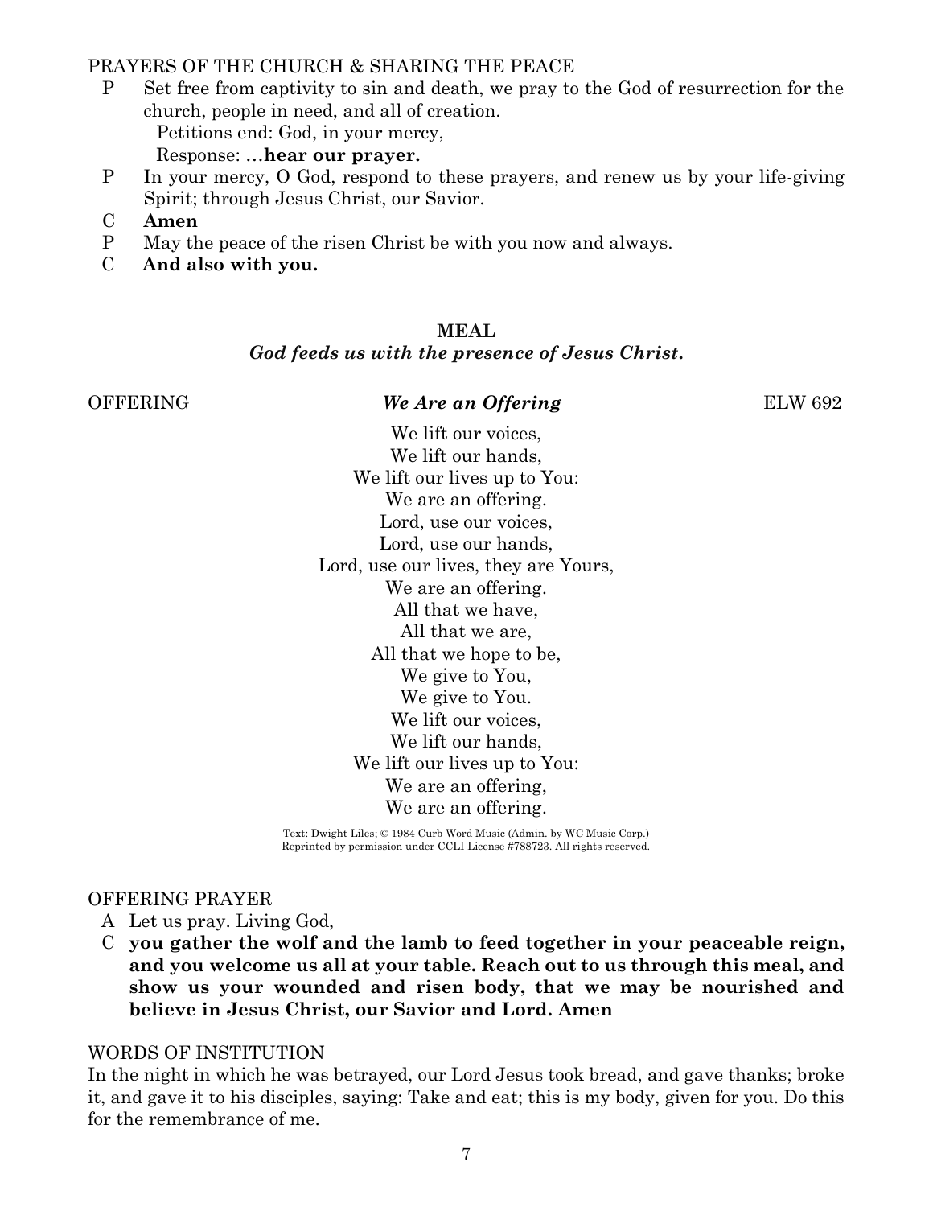PRAYERS OF THE CHURCH & SHARING THE PEACE

P Set free from captivity to sin and death, we pray to the God of resurrection for the church, people in need, and all of creation.
Petitions end: God, in your mercy,
Response: …**hear our prayer.**

P In your mercy, O God, respond to these prayers, and renew us by your life-giving Spirit; through Jesus Christ, our Savior.

C **Amen**

P May the peace of the risen Christ be with you now and always.

C **And also with you.**

---

**MEAL**
***God feeds us with the presence of Jesus Christ.***

---

OFFERING ***We Are an Offering*** ELW 692

We lift our voices,
We lift our hands,
We lift our lives up to You:
We are an offering.
Lord, use our voices,
Lord, use our hands,
Lord, use our lives, they are Yours,
We are an offering.
All that we have,
All that we are,
All that we hope to be,
We give to You,
We give to You.
We lift our voices,
We lift our hands,
We lift our lives up to You:
We are an offering,
We are an offering.

Text: Dwight Liles; © 1984 Curb Word Music (Admin. by WC Music Corp.)
Reprinted by permission under CCLI License #788723. All rights reserved.

OFFERING PRAYER

A Let us pray. Living God,

C **you gather the wolf and the lamb to feed together in your peaceable reign, and you welcome us all at your table. Reach out to us through this meal, and show us your wounded and risen body, that we may be nourished and believe in Jesus Christ, our Savior and Lord. Amen**

WORDS OF INSTITUTION

In the night in which he was betrayed, our Lord Jesus took bread, and gave thanks; broke it, and gave it to his disciples, saying: Take and eat; this is my body, given for you. Do this for the remembrance of me.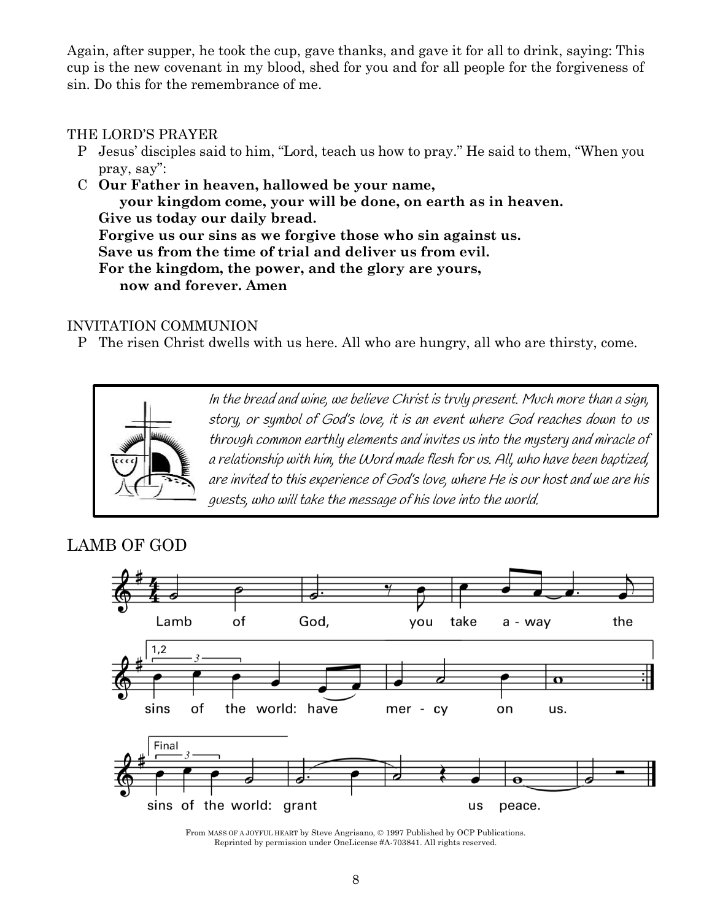Again, after supper, he took the cup, gave thanks, and gave it for all to drink, saying: This cup is the new covenant in my blood, shed for you and for all people for the forgiveness of sin. Do this for the remembrance of me.

THE LORD'S PRAYER

P Jesus' disciples said to him, "Lord, teach us how to pray." He said to them, "When you pray, say":

C **Our Father in heaven, hallowed be your name,**
**your kingdom come, your will be done, on earth as in heaven.**
**Give us today our daily bread.**
**Forgive us our sins as we forgive those who sin against us.**
**Save us from the time of trial and deliver us from evil.**
**For the kingdom, the power, and the glory are yours,**
**now and forever. Amen**

INVITATION COMMUNION

P The risen Christ dwells with us here. All who are hungry, all who are thirsty, come.

*In the bread and wine, we believe Christ is truly present. Much more than a sign, story, or symbol of God's love, it is an event where God reaches down to us through common earthly elements and invites us into the mystery and miracle of a relationship with him, the Word made flesh for us. All, who have been baptized, are invited to this experience of God's love, where He is our host and we are his guests, who will take the message of his love into the world.*

## LAMB OF GOD

Lamb of God, you take a-way the

1,2 sins of the world: have mer-cy on us.

Final sins of the world: grant us peace.

From MASS OF A JOYFUL HEART by Steve Angrisano, © 1997 Published by OCP Publications.
Reprinted by permission under OneLicense #A-703841. All rights reserved.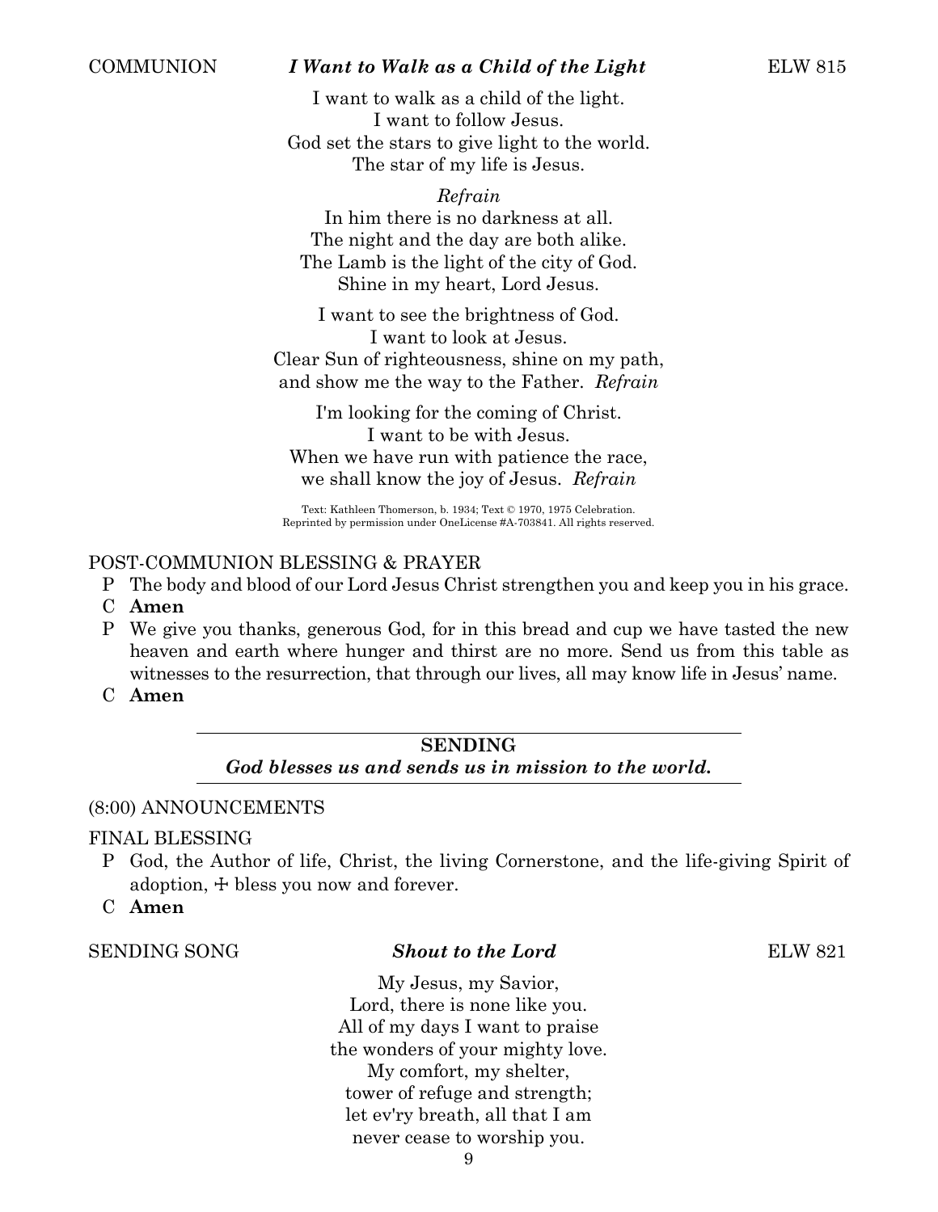COMMUNION ***I Want to Walk as a Child of the Light*** ELW 815

I want to walk as a child of the light.
I want to follow Jesus.
God set the stars to give light to the world.
The star of my life is Jesus.

*Refrain*
In him there is no darkness at all.
The night and the day are both alike.
The Lamb is the light of the city of God.
Shine in my heart, Lord Jesus.

I want to see the brightness of God.
I want to look at Jesus.
Clear Sun of righteousness, shine on my path,
and show me the way to the Father. *Refrain*

I'm looking for the coming of Christ.
I want to be with Jesus.
When we have run with patience the race,
we shall know the joy of Jesus. *Refrain*

Text: Kathleen Thomerson, b. 1934; Text © 1970, 1975 Celebration.
Reprinted by permission under OneLicense #A-703841. All rights reserved.

POST-COMMUNION BLESSING & PRAYER

P The body and blood of our Lord Jesus Christ strengthen you and keep you in his grace.

C **Amen**

P We give you thanks, generous God, for in this bread and cup we have tasted the new heaven and earth where hunger and thirst are no more. Send us from this table as witnesses to the resurrection, that through our lives, all may know life in Jesus' name.

C **Amen**

---

**SENDING**

***God blesses us and sends us in mission to the world.***

---

(8:00) ANNOUNCEMENTS

FINAL BLESSING

P God, the Author of life, Christ, the living Cornerstone, and the life-giving Spirit of adoption, ☩ bless you now and forever.

C **Amen**

SENDING SONG ***Shout to the Lord*** ELW 821

My Jesus, my Savior,
Lord, there is none like you.
All of my days I want to praise
the wonders of your mighty love.
My comfort, my shelter,
tower of refuge and strength;
let ev'ry breath, all that I am
never cease to worship you.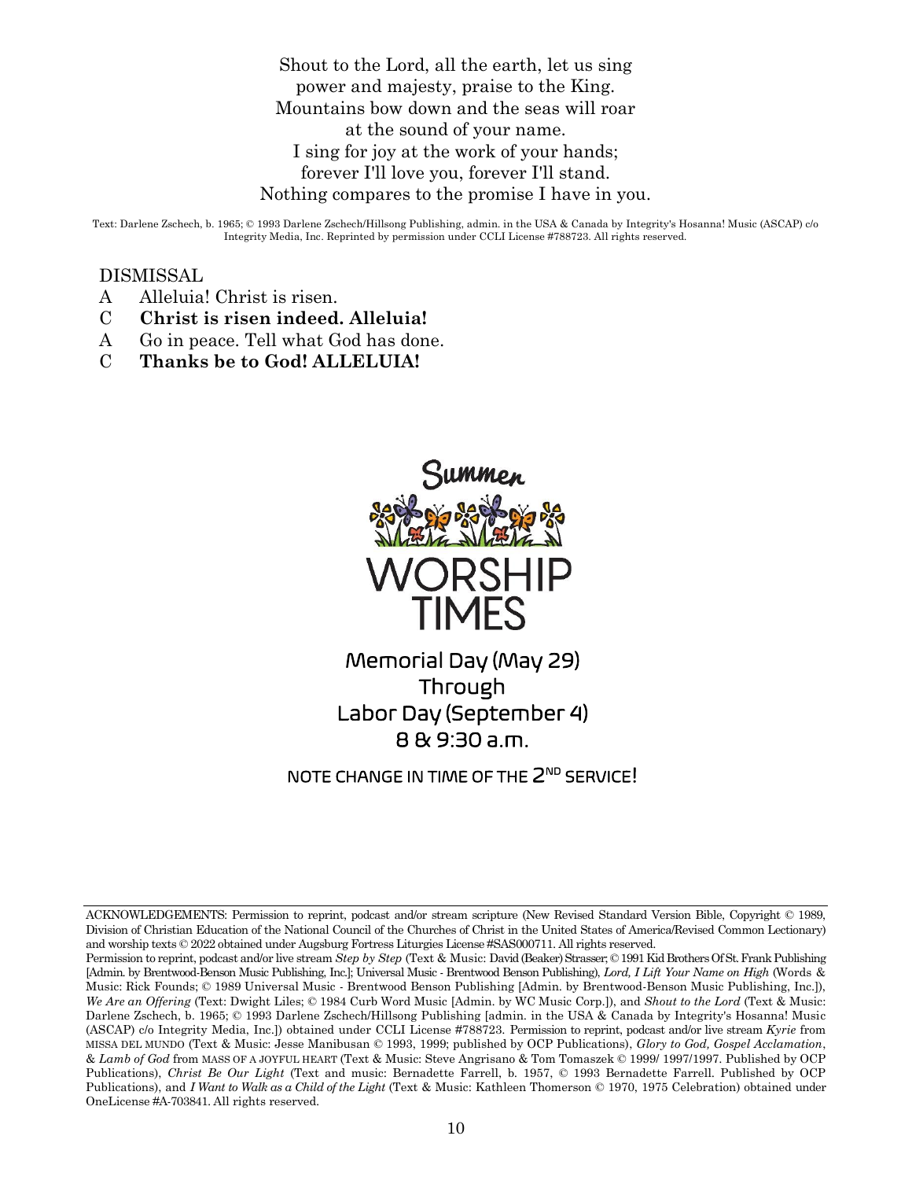Shout to the Lord, all the earth, let us sing
power and majesty, praise to the King.
Mountains bow down and the seas will roar
at the sound of your name.
I sing for joy at the work of your hands;
forever I'll love you, forever I'll stand.
Nothing compares to the promise I have in you.

Text: Darlene Zschech, b. 1965; © 1993 Darlene Zschech/Hillsong Publishing, admin. in the USA & Canada by Integrity's Hosanna! Music (ASCAP) c/o Integrity Media, Inc. Reprinted by permission under CCLI License #788723. All rights reserved.

DISMISSAL

A  Alleluia! Christ is risen.
C  **Christ is risen indeed. Alleluia!**
A  Go in peace. Tell what God has done.
C  **Thanks be to God! ALLELUIA!**

Summer
WORSHIP TIMES

Memorial Day (May 29)
Through
Labor Day (September 4)
8 & 9:30 a.m.

NOTE CHANGE IN TIME OF THE 2ND SERVICE!

ACKNOWLEDGEMENTS: Permission to reprint, podcast and/or stream scripture (New Revised Standard Version Bible, Copyright © 1989, Division of Christian Education of the National Council of the Churches of Christ in the United States of America/Revised Common Lectionary) and worship texts © 2022 obtained under Augsburg Fortress Liturgies License #SAS000711. All rights reserved.
Permission to reprint, podcast and/or live stream *Step by Step* (Text & Music: David (Beaker) Strasser; © 1991 Kid Brothers Of St. Frank Publishing [Admin. by Brentwood-Benson Music Publishing, Inc.]; Universal Music - Brentwood Benson Publishing), *Lord, I Lift Your Name on High* (Words & Music: Rick Founds; © 1989 Universal Music - Brentwood Benson Publishing [Admin. by Brentwood-Benson Music Publishing, Inc.]), *We Are an Offering* (Text: Dwight Liles; © 1984 Curb Word Music [Admin. by WC Music Corp.]), and *Shout to the Lord* (Text & Music: Darlene Zschech, b. 1965; © 1993 Darlene Zschech/Hillsong Publishing [admin. in the USA & Canada by Integrity's Hosanna! Music (ASCAP) c/o Integrity Media, Inc.]) obtained under CCLI License #788723. Permission to reprint, podcast and/or live stream *Kyrie* from MISSA DEL MUNDO (Text & Music: Jesse Manibusan © 1993, 1999; published by OCP Publications), *Glory to God, Gospel Acclamation*, & *Lamb of God* from MASS OF A JOYFUL HEART (Text & Music: Steve Angrisano & Tom Tomaszek © 1999/ 1997/1997. Published by OCP Publications), *Christ Be Our Light* (Text and music: Bernadette Farrell, b. 1957, © 1993 Bernadette Farrell. Published by OCP Publications), and *I Want to Walk as a Child of the Light* (Text & Music: Kathleen Thomerson © 1970, 1975 Celebration) obtained under OneLicense #A-703841. All rights reserved.